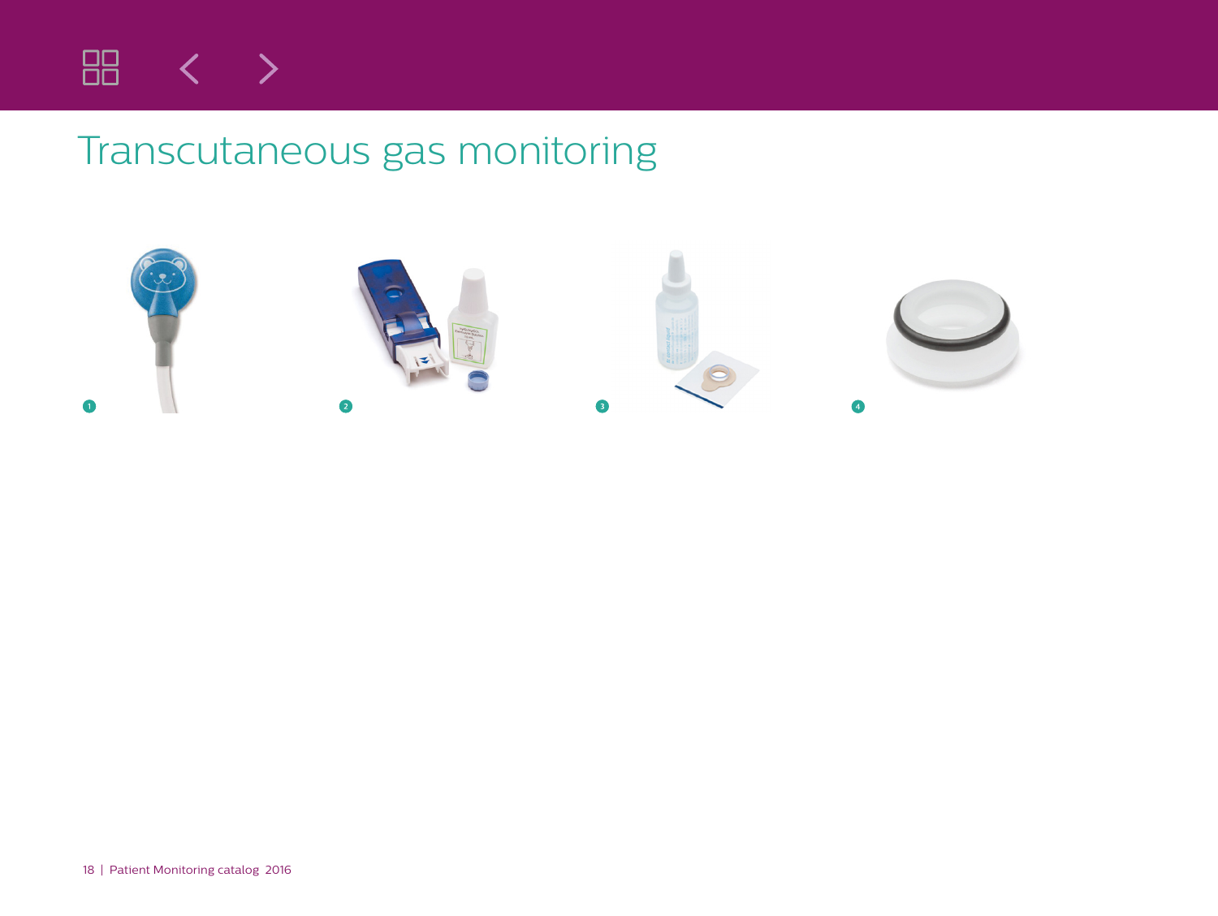# Transcutaneous gas monitoring

1

2

3

4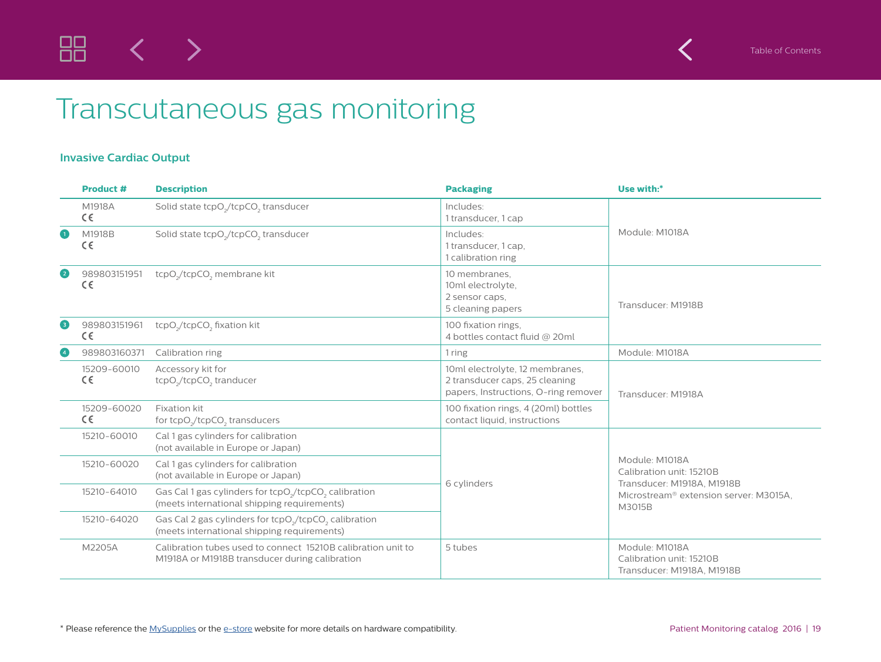# Transcutaneous gas monitoring

### Invasive Cardiac Output

| | Product # | Description | Packaging | Use with:* |
|---|---|---|---|---|
| | M1918A CE | Solid state $tcpO_2/tcpCO_2$ transducer | Includes: 1 transducer, 1 cap | Module: M1018A |
| 1 | M1918B CE | Solid state $tcpO_2/tcpCO_2$ transducer | Includes: 1 transducer, 1 cap, 1 calibration ring | Module: M1018A |
| 2 | 989803151951 CE | $tcpO_2/tcpCO_2$ membrane kit | 10 membranes, 10ml electrolyte, 2 sensor caps, 5 cleaning papers | Transducer: M1918B |
| 3 | 989803151961 CE | $tcpO_2/tcpCO_2$ fixation kit | 100 fixation rings, 4 bottles contact fluid @ 20ml | Transducer: M1918B |
| 4 | 989803160371 | Calibration ring | 1 ring | Module: M1018A |
| | 15209-60010 CE | Accessory kit for $tcpO_2/tcpCO_2$ tranducer | 10ml electrolyte, 12 membranes, 2 transducer caps, 25 cleaning papers, Instructions, O-ring remover | Transducer: M1918A |
| | 15209-60020 CE | Fixation kit for $tcpO_2/tcpCO_2$ transducers | 100 fixation rings, 4 (20ml) bottles contact liquid, instructions | Transducer: M1918A |
| | 15210-60010 | Cal 1 gas cylinders for calibration (not available in Europe or Japan) | 6 cylinders | Module: M1018A<br>Calibration unit: 15210B<br>Transducer: M1918A, M1918B<br>Microstream® extension server: M3015A, M3015B |
| | 15210-60020 | Cal 1 gas cylinders for calibration (not available in Europe or Japan) | 6 cylinders | Module: M1018A<br>Calibration unit: 15210B<br>Transducer: M1918A, M1918B<br>Microstream® extension server: M3015A, M3015B |
| | 15210-64010 | Gas Cal 1 gas cylinders for $tcpO_2/tcpCO_2$ calibration (meets international shipping requirements) | 6 cylinders | Module: M1018A<br>Calibration unit: 15210B<br>Transducer: M1918A, M1918B<br>Microstream® extension server: M3015A, M3015B |
| | 15210-64020 | Gas Cal 2 gas cylinders for $tcpO_2/tcpCO_2$ calibration (meets international shipping requirements) | 6 cylinders | Module: M1018A<br>Calibration unit: 15210B<br>Transducer: M1918A, M1918B<br>Microstream® extension server: M3015A, M3015B |
| | M2205A | Calibration tubes used to connect 15210B calibration unit to M1918A or M1918B transducer during calibration | 5 tubes | Module: M1018A<br>Calibration unit: 15210B<br>Transducer: M1918A, M1918B |

* Please reference the MySupplies or the e-store website for more details on hardware compatibility.